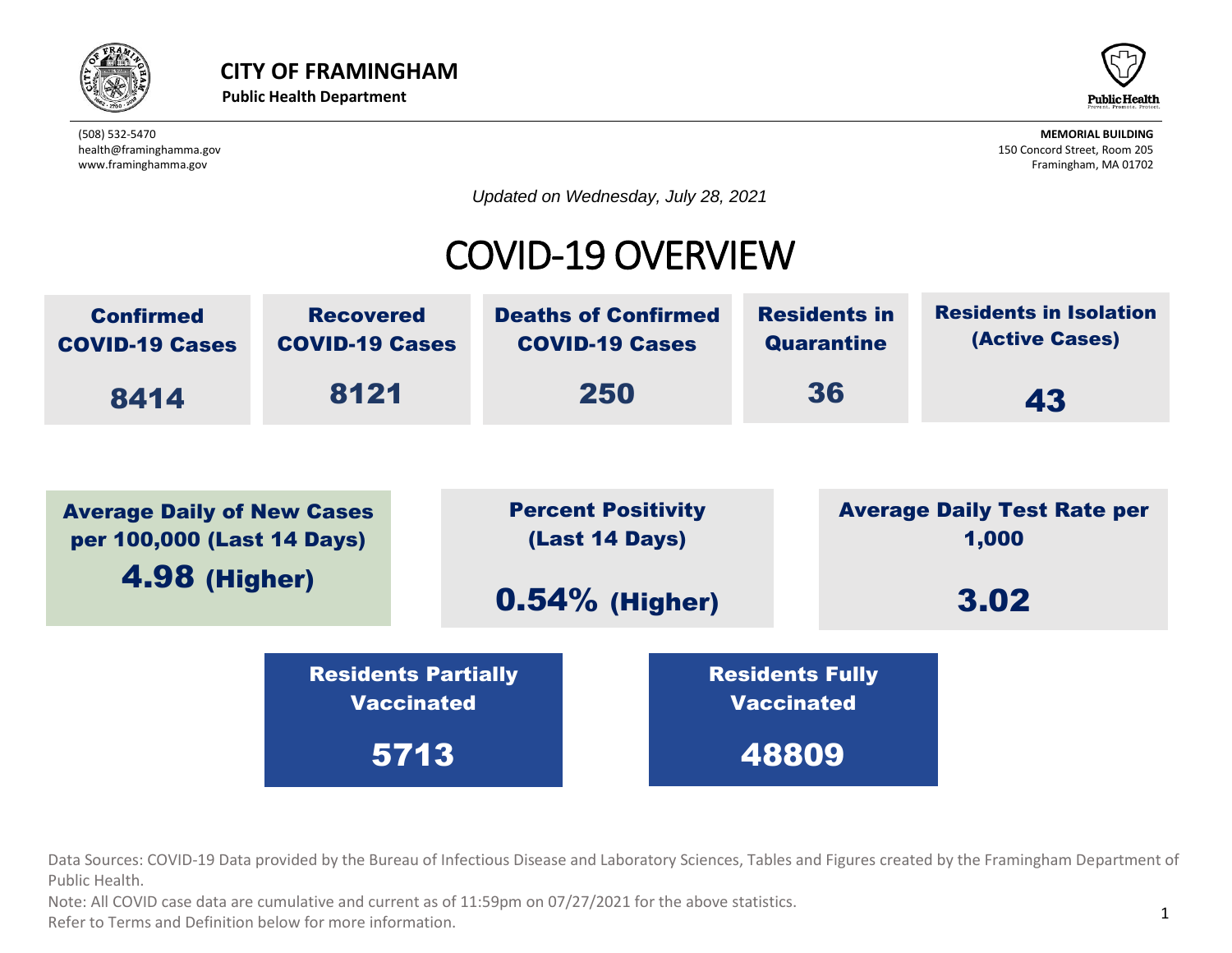# CITY OF FRAMINGHAM

**Public Health Department**

(508) 532-5470
health@framinghamma.gov
www.framinghamma.gov

**MEMORIAL BUILDING**
150 Concord Street, Room 205
Framingham, MA 01702

*Updated on Wednesday, July 28, 2021*

## COVID-19 OVERVIEW

| Confirmed COVID-19 Cases | Recovered COVID-19 Cases | Deaths of Confirmed COVID-19 Cases | Residents in Quarantine | Residents in Isolation (Active Cases) |
|---|---|---|---|---|
| 8414 | 8121 | 250 | 36 | 43 |

| Average Daily of New Cases per 100,000 (Last 14 Days) | Percent Positivity (Last 14 Days) | Average Daily Test Rate per 1,000 |
|---|---|---|
| 4.98 (Higher) | 0.54% (Higher) | 3.02 |

| Residents Partially Vaccinated | Residents Fully Vaccinated |
|---|---|
| 5713 | 48809 |

Data Sources: COVID-19 Data provided by the Bureau of Infectious Disease and Laboratory Sciences, Tables and Figures created by the Framingham Department of Public Health.

Note: All COVID case data are cumulative and current as of 11:59pm on 07/27/2021 for the above statistics.

Refer to Terms and Definition below for more information.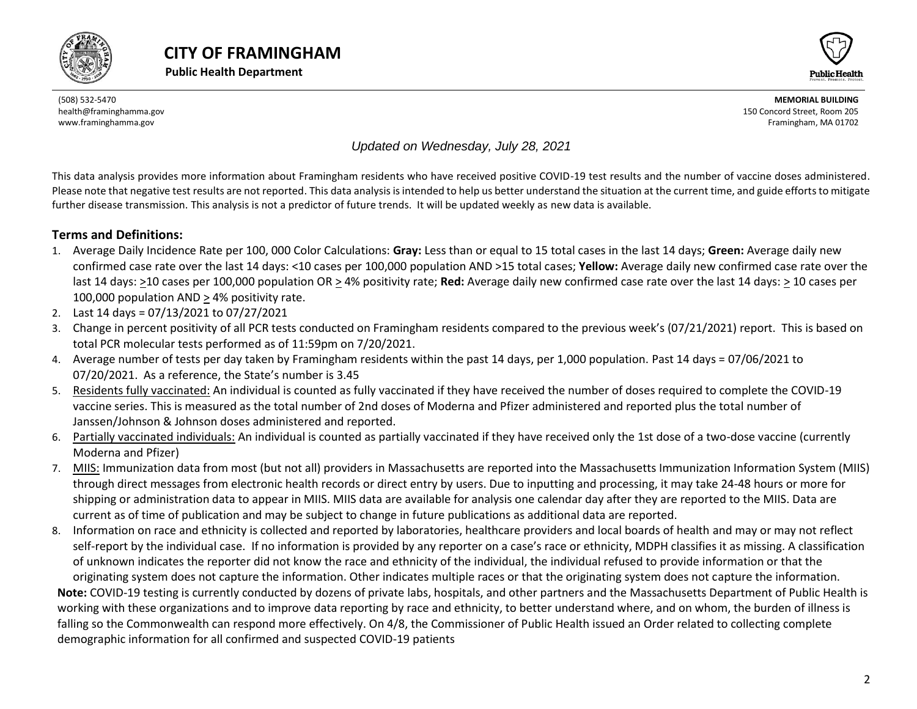# CITY OF FRAMINGHAM

**Public Health Department**

(508) 532-5470
health@framinghamma.gov
www.framinghamma.gov

**MEMORIAL BUILDING**
150 Concord Street, Room 205
Framingham, MA 01702

*Updated on Wednesday, July 28, 2021*

This data analysis provides more information about Framingham residents who have received positive COVID-19 test results and the number of vaccine doses administered. Please note that negative test results are not reported. This data analysis is intended to help us better understand the situation at the current time, and guide efforts to mitigate further disease transmission. This analysis is not a predictor of future trends. It will be updated weekly as new data is available.

## Terms and Definitions:

1. Average Daily Incidence Rate per 100, 000 Color Calculations: **Gray:** Less than or equal to 15 total cases in the last 14 days; **Green:** Average daily new confirmed case rate over the last 14 days: <10 cases per 100,000 population AND >15 total cases; **Yellow:** Average daily new confirmed case rate over the last 14 days: ≥10 cases per 100,000 population OR ≥ 4% positivity rate; **Red:** Average daily new confirmed case rate over the last 14 days: ≥ 10 cases per 100,000 population AND ≥ 4% positivity rate.
2. Last 14 days = 07/13/2021 to 07/27/2021
3. Change in percent positivity of all PCR tests conducted on Framingham residents compared to the previous week's (07/21/2021) report. This is based on total PCR molecular tests performed as of 11:59pm on 7/20/2021.
4. Average number of tests per day taken by Framingham residents within the past 14 days, per 1,000 population. Past 14 days = 07/06/2021 to 07/20/2021. As a reference, the State's number is 3.45
5. Residents fully vaccinated: An individual is counted as fully vaccinated if they have received the number of doses required to complete the COVID-19 vaccine series. This is measured as the total number of 2nd doses of Moderna and Pfizer administered and reported plus the total number of Janssen/Johnson & Johnson doses administered and reported.
6. Partially vaccinated individuals: An individual is counted as partially vaccinated if they have received only the 1st dose of a two-dose vaccine (currently Moderna and Pfizer)
7. MIIS: Immunization data from most (but not all) providers in Massachusetts are reported into the Massachusetts Immunization Information System (MIIS) through direct messages from electronic health records or direct entry by users. Due to inputting and processing, it may take 24-48 hours or more for shipping or administration data to appear in MIIS. MIIS data are available for analysis one calendar day after they are reported to the MIIS. Data are current as of time of publication and may be subject to change in future publications as additional data are reported.
8. Information on race and ethnicity is collected and reported by laboratories, healthcare providers and local boards of health and may or may not reflect self-report by the individual case. If no information is provided by any reporter on a case's race or ethnicity, MDPH classifies it as missing. A classification of unknown indicates the reporter did not know the race and ethnicity of the individual, the individual refused to provide information or that the originating system does not capture the information. Other indicates multiple races or that the originating system does not capture the information.

**Note:** COVID-19 testing is currently conducted by dozens of private labs, hospitals, and other partners and the Massachusetts Department of Public Health is working with these organizations and to improve data reporting by race and ethnicity, to better understand where, and on whom, the burden of illness is falling so the Commonwealth can respond more effectively. On 4/8, the Commissioner of Public Health issued an Order related to collecting complete demographic information for all confirmed and suspected COVID-19 patients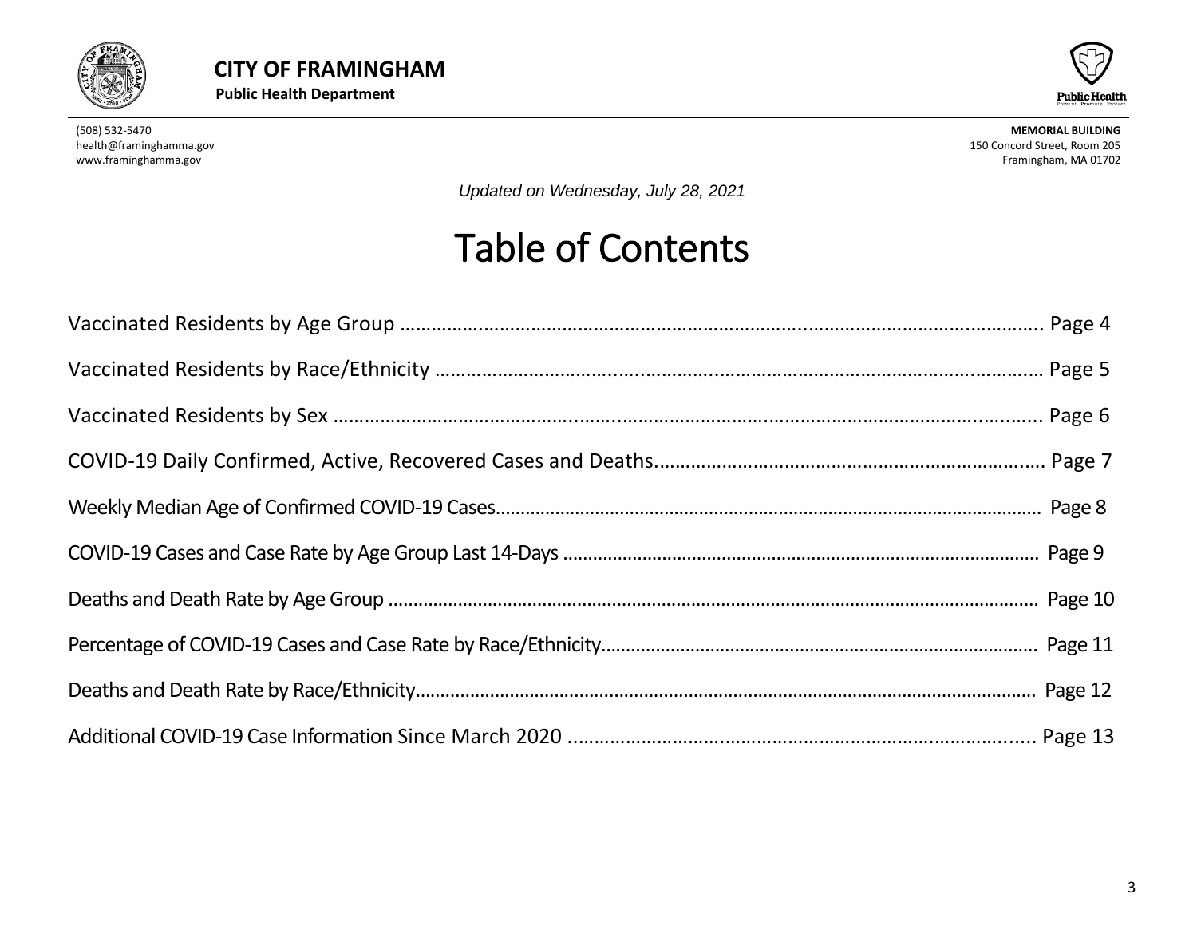**CITY OF FRAMINGHAM**

**Public Health Department**

(508) 532-5470
health@framinghamma.gov
www.framinghamma.gov

**MEMORIAL BUILDING**
150 Concord Street, Room 205
Framingham, MA 01702

*Updated on Wednesday, July 28, 2021*

# Table of Contents

Vaccinated Residents by Age Group .......................................................................................................... Page 4

Vaccinated Residents by Race/Ethnicity .................................................................................................. Page 5

Vaccinated Residents by Sex .................................................................................................................... Page 6

COVID-19 Daily Confirmed, Active, Recovered Cases and Deaths........................................................... Page 7

Weekly Median Age of Confirmed COVID-19 Cases................................................................................. Page 8

COVID-19 Cases and Case Rate by Age Group Last 14-Days .................................................................. Page 9

Deaths and Death Rate by Age Group ..................................................................................................... Page 10

Percentage of COVID-19 Cases and Case Rate by Race/Ethnicity............................................................ Page 11

Deaths and Death Rate by Race/Ethnicity................................................................................................ Page 12

Additional COVID-19 Case Information Since March 2020 ..................................................................... Page 13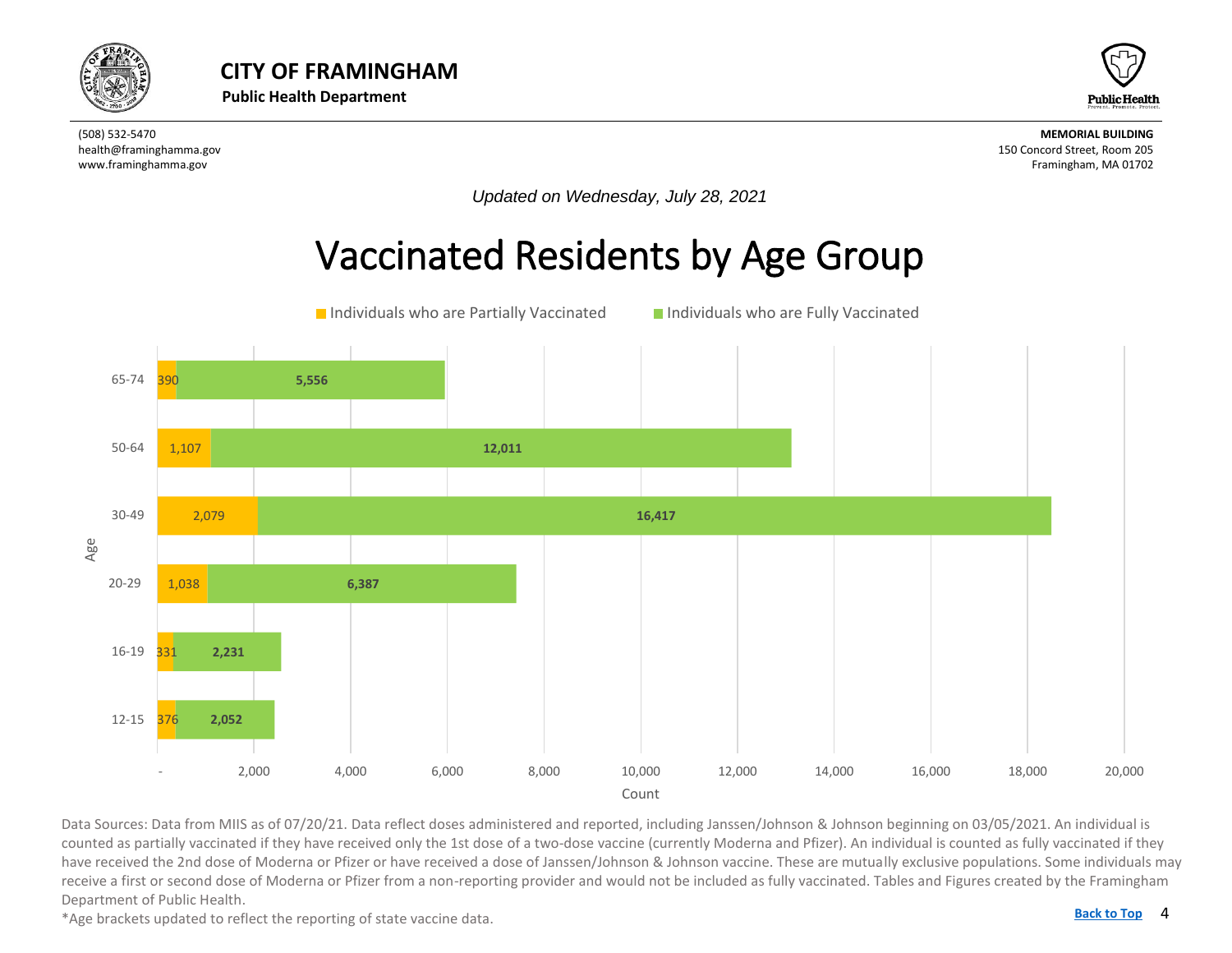# CITY OF FRAMINGHAM

**Public Health Department**

(508) 532-5470
health@framinghamma.gov
www.framinghamma.gov

**MEMORIAL BUILDING**
150 Concord Street, Room 205
Framingham, MA 01702

*Updated on Wednesday, July 28, 2021*

## Vaccinated Residents by Age Group

| Age | Individuals who are Partially Vaccinated | Individuals who are Fully Vaccinated |
|---|---|---|
| 65-74 | 390 | 5,556 |
| 50-64 | 1,107 | 12,011 |
| 30-49 | 2,079 | 16,417 |
| 20-29 | 1,038 | 6,387 |
| 16-19 | 331 | 2,231 |
| 12-15 | 376 | 2,052 |

Data Sources: Data from MIIS as of 07/20/21. Data reflect doses administered and reported, including Janssen/Johnson & Johnson beginning on 03/05/2021. An individual is counted as partially vaccinated if they have received only the 1st dose of a two-dose vaccine (currently Moderna and Pfizer). An individual is counted as fully vaccinated if they have received the 2nd dose of Moderna or Pfizer or have received a dose of Janssen/Johnson & Johnson vaccine. These are mutually exclusive populations. Some individuals may receive a first or second dose of Moderna or Pfizer from a non-reporting provider and would not be included as fully vaccinated. Tables and Figures created by the Framingham Department of Public Health.

*Age brackets updated to reflect the reporting of state vaccine data.

Back to Top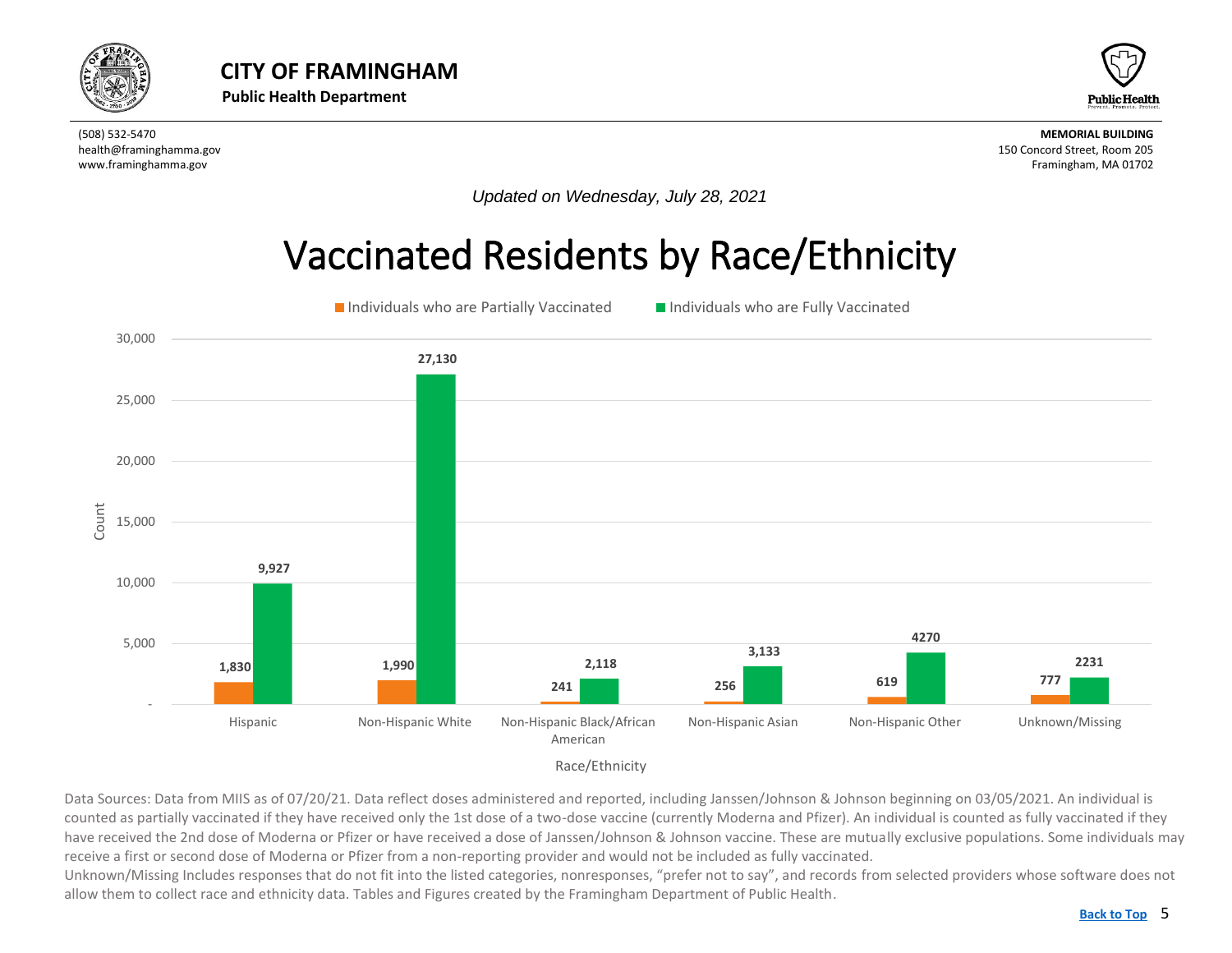**CITY OF FRAMINGHAM**
**Public Health Department**

(508) 532-5470
health@framinghamma.gov
www.framinghamma.gov

**MEMORIAL BUILDING**
150 Concord Street, Room 205
Framingham, MA 01702

*Updated on Wednesday, July 28, 2021*

# Vaccinated Residents by Race/Ethnicity

| Race/Ethnicity | Individuals who are Partially Vaccinated | Individuals who are Fully Vaccinated |
|---|---|---|
| Hispanic | 1,830 | 9,927 |
| Non-Hispanic White | 1,990 | 27,130 |
| Non-Hispanic Black/African American | 241 | 2,118 |
| Non-Hispanic Asian | 256 | 3,133 |
| Non-Hispanic Other | 619 | 4270 |
| Unknown/Missing | 777 | 2231 |

Data Sources: Data from MIIS as of 07/20/21. Data reflect doses administered and reported, including Janssen/Johnson & Johnson beginning on 03/05/2021. An individual is counted as partially vaccinated if they have received only the 1st dose of a two-dose vaccine (currently Moderna and Pfizer). An individual is counted as fully vaccinated if they have received the 2nd dose of Moderna or Pfizer or have received a dose of Janssen/Johnson & Johnson vaccine. These are mutually exclusive populations. Some individuals may receive a first or second dose of Moderna or Pfizer from a non-reporting provider and would not be included as fully vaccinated.
Unknown/Missing Includes responses that do not fit into the listed categories, nonresponses, "prefer not to say", and records from selected providers whose software does not allow them to collect race and ethnicity data. Tables and Figures created by the Framingham Department of Public Health.

Back to Top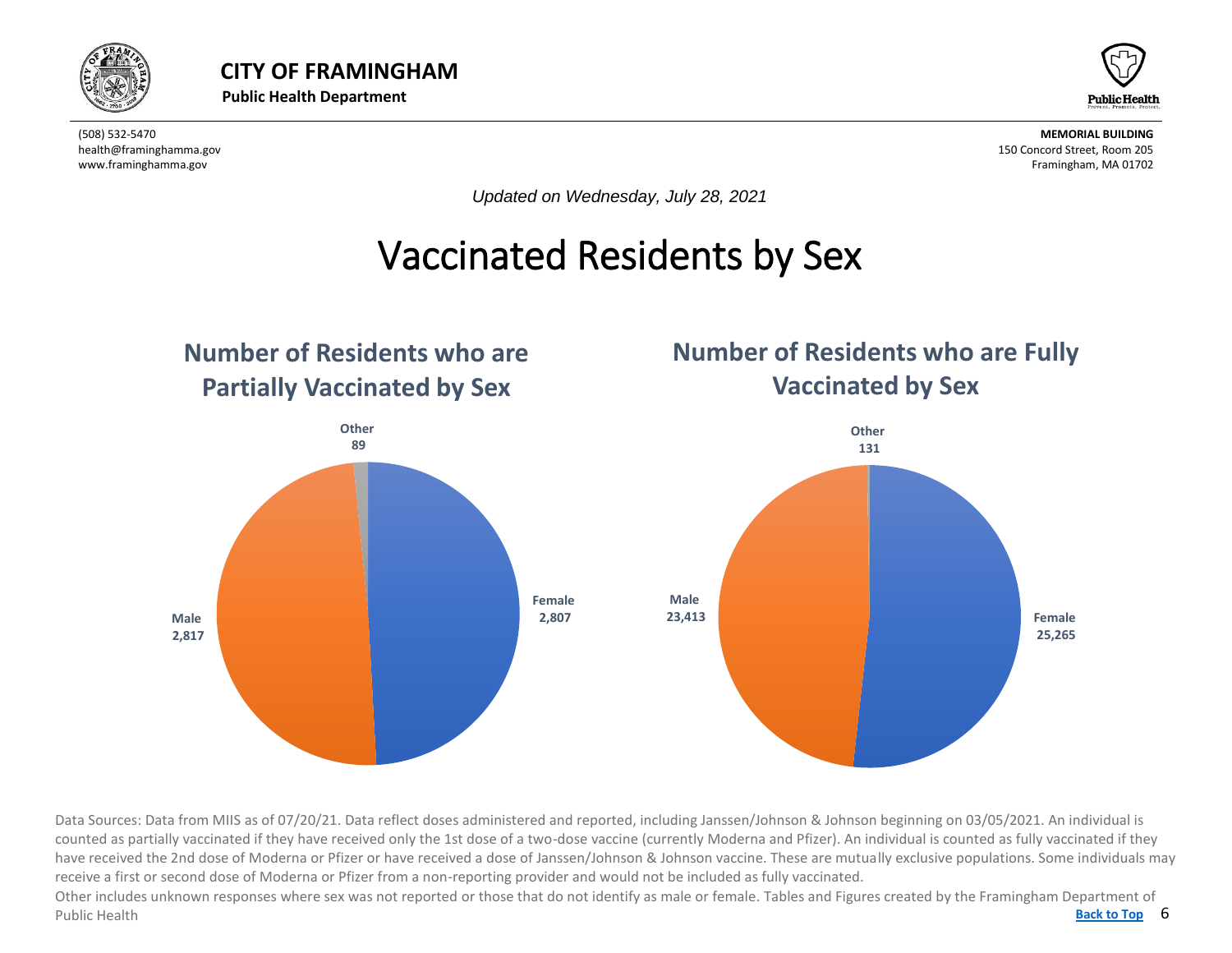**CITY OF FRAMINGHAM**
**Public Health Department**

(508) 532-5470
health@framinghamma.gov
www.framinghamma.gov

**MEMORIAL BUILDING**
150 Concord Street, Room 205
Framingham, MA 01702

*Updated on Wednesday, July 28, 2021*

# Vaccinated Residents by Sex

## Number of Residents who are Partially Vaccinated by Sex

| Sex | Number |
| --- | --- |
| Female | 2,807 |
| Male | 2,817 |
| Other | 89 |

## Number of Residents who are Fully Vaccinated by Sex

| Sex | Number |
| --- | --- |
| Female | 25,265 |
| Male | 23,413 |
| Other | 131 |

Data Sources: Data from MIIS as of 07/20/21. Data reflect doses administered and reported, including Janssen/Johnson & Johnson beginning on 03/05/2021. An individual is counted as partially vaccinated if they have received only the 1st dose of a two-dose vaccine (currently Moderna and Pfizer). An individual is counted as fully vaccinated if they have received the 2nd dose of Moderna or Pfizer or have received a dose of Janssen/Johnson & Johnson vaccine. These are mutually exclusive populations. Some individuals may receive a first or second dose of Moderna or Pfizer from a non-reporting provider and would not be included as fully vaccinated.

Other includes unknown responses where sex was not reported or those that do not identify as male or female. Tables and Figures created by the Framingham Department of Public Health

Back to Top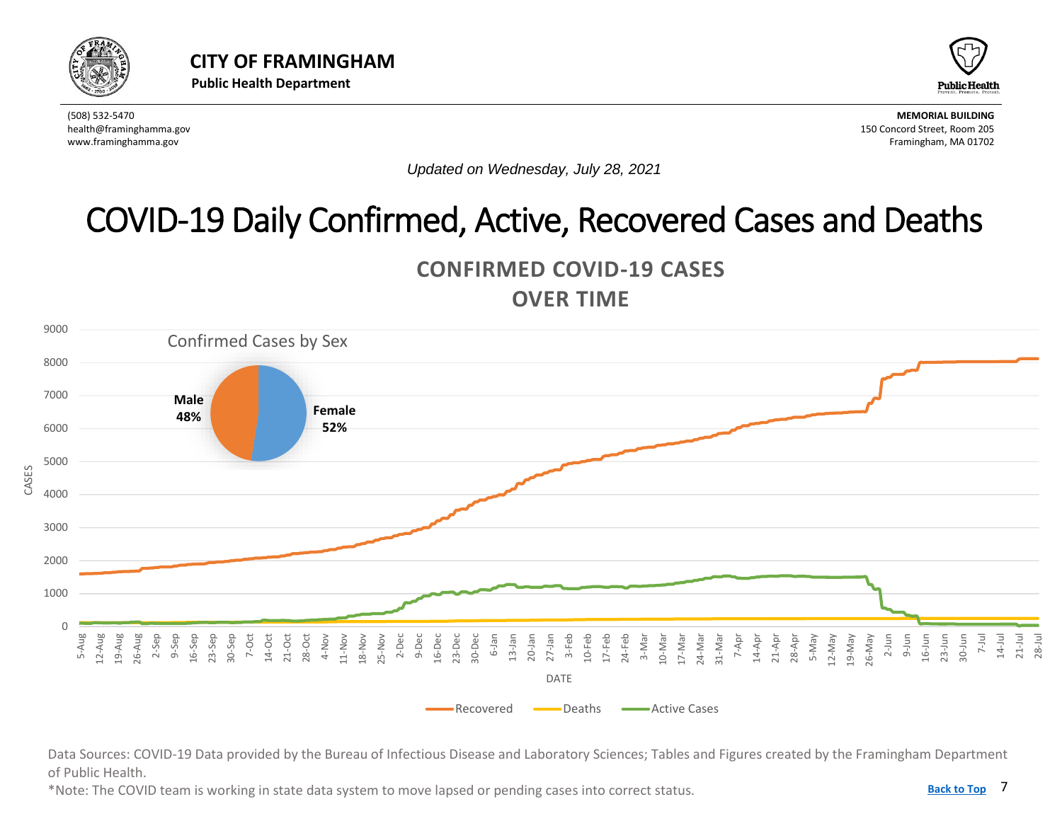# CITY OF FRAMINGHAM

**Public Health Department**

(508) 532-5470
health@framinghamma.gov
www.framinghamma.gov

**MEMORIAL BUILDING**
150 Concord Street, Room 205
Framingham, MA 01702

*Updated on Wednesday, July 28, 2021*

# COVID-19 Daily Confirmed, Active, Recovered Cases and Deaths

## CONFIRMED COVID-19 CASES OVER TIME

Confirmed Cases by Sex: Male 48%, Female 52%

Legend: Recovered, Deaths, Active Cases

Data Sources: COVID-19 Data provided by the Bureau of Infectious Disease and Laboratory Sciences; Tables and Figures created by the Framingham Department of Public Health.

*Note: The COVID team is working in state data system to move lapsed or pending cases into correct status.

Back to Top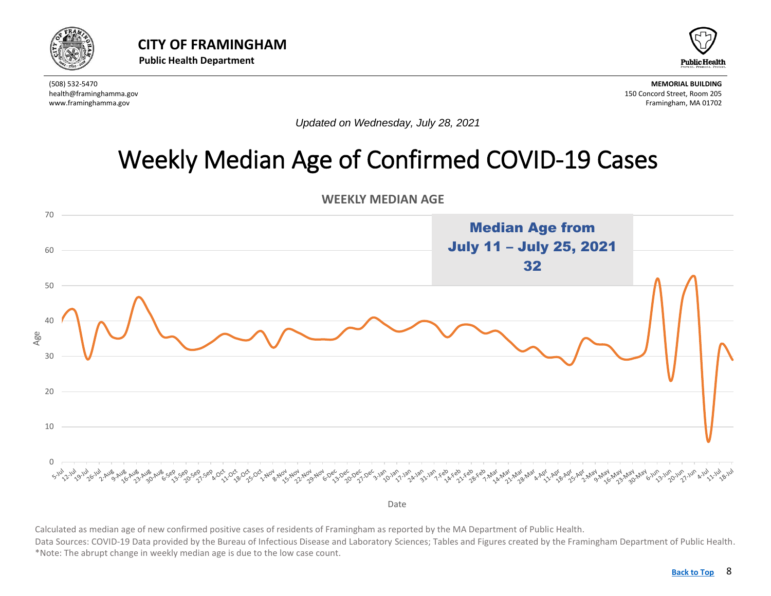# CITY OF FRAMINGHAM

**Public Health Department**

(508) 532-5470
health@framinghamma.gov
www.framinghamma.gov

**MEMORIAL BUILDING**
150 Concord Street, Room 205
Framingham, MA 01702

*Updated on Wednesday, July 28, 2021*

# Weekly Median Age of Confirmed COVID-19 Cases

**WEEKLY MEDIAN AGE**

**Median Age from July 11 – July 25, 2021**
**32**

Calculated as median age of new confirmed positive cases of residents of Framingham as reported by the MA Department of Public Health.

Data Sources: COVID-19 Data provided by the Bureau of Infectious Disease and Laboratory Sciences; Tables and Figures created by the Framingham Department of Public Health.

*Note: The abrupt change in weekly median age is due to the low case count.

Back to Top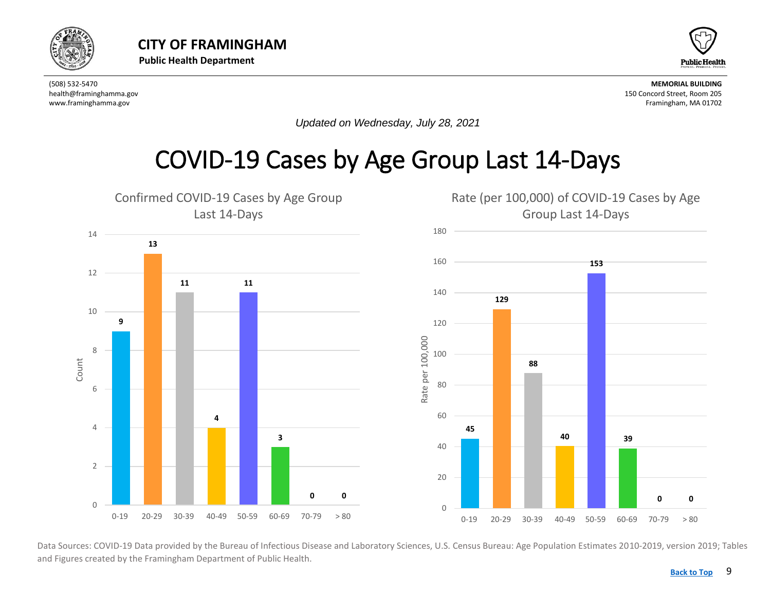**CITY OF FRAMINGHAM**
**Public Health Department**

(508) 532-5470
health@framinghamma.gov
www.framinghamma.gov

**MEMORIAL BUILDING**
150 Concord Street, Room 205
Framingham, MA 01702

*Updated on Wednesday, July 28, 2021*

# COVID-19 Cases by Age Group Last 14-Days

Confirmed COVID-19 Cases by Age Group Last 14-Days

| Age Group | Count |
| --- | --- |
| 0-19 | 9 |
| 20-29 | 13 |
| 30-39 | 11 |
| 40-49 | 4 |
| 50-59 | 11 |
| 60-69 | 3 |
| 70-79 | 0 |
| > 80 | 0 |

Rate (per 100,000) of COVID-19 Cases by Age Group Last 14-Days

| Age Group | Rate per 100,000 |
| --- | --- |
| 0-19 | 45 |
| 20-29 | 129 |
| 30-39 | 88 |
| 40-49 | 40 |
| 50-59 | 153 |
| 60-69 | 39 |
| 70-79 | 0 |
| > 80 | 0 |

Data Sources: COVID-19 Data provided by the Bureau of Infectious Disease and Laboratory Sciences, U.S. Census Bureau: Age Population Estimates 2010-2019, version 2019; Tables and Figures created by the Framingham Department of Public Health.

Back to Top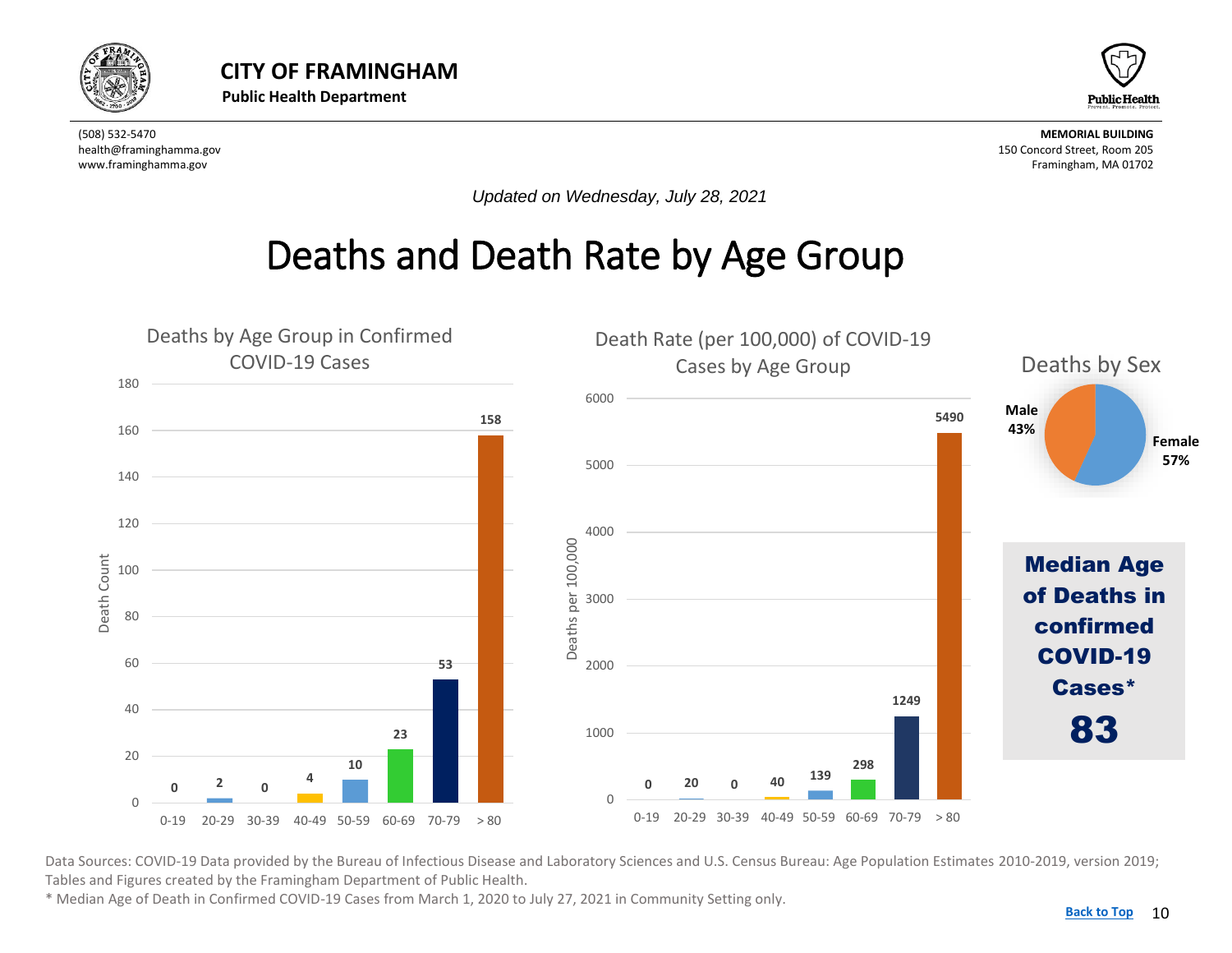# CITY OF FRAMINGHAM

**Public Health Department**

(508) 532-5470
health@framinghamma.gov
www.framinghamma.gov

**MEMORIAL BUILDING**
150 Concord Street, Room 205
Framingham, MA 01702

*Updated on Wednesday, July 28, 2021*

## Deaths and Death Rate by Age Group

### Deaths by Age Group in Confirmed COVID-19 Cases

| Age Group | Death Count |
| --- | --- |
| 0-19 | 0 |
| 20-29 | 2 |
| 30-39 | 0 |
| 40-49 | 4 |
| 50-59 | 10 |
| 60-69 | 23 |
| 70-79 | 53 |
| > 80 | 158 |

### Death Rate (per 100,000) of COVID-19 Cases by Age Group

| Age Group | Deaths per 100,000 |
| --- | --- |
| 0-19 | 0 |
| 20-29 | 20 |
| 30-39 | 0 |
| 40-49 | 40 |
| 50-59 | 139 |
| 60-69 | 298 |
| 70-79 | 1249 |
| > 80 | 5490 |

### Deaths by Sex

| Sex | Percent |
| --- | --- |
| Male | 43% |
| Female | 57% |

**Median Age of Deaths in confirmed COVID-19 Cases***

**83**

Data Sources: COVID-19 Data provided by the Bureau of Infectious Disease and Laboratory Sciences and U.S. Census Bureau: Age Population Estimates 2010-2019, version 2019; Tables and Figures created by the Framingham Department of Public Health.

* Median Age of Death in Confirmed COVID-19 Cases from March 1, 2020 to July 27, 2021 in Community Setting only.

Back to Top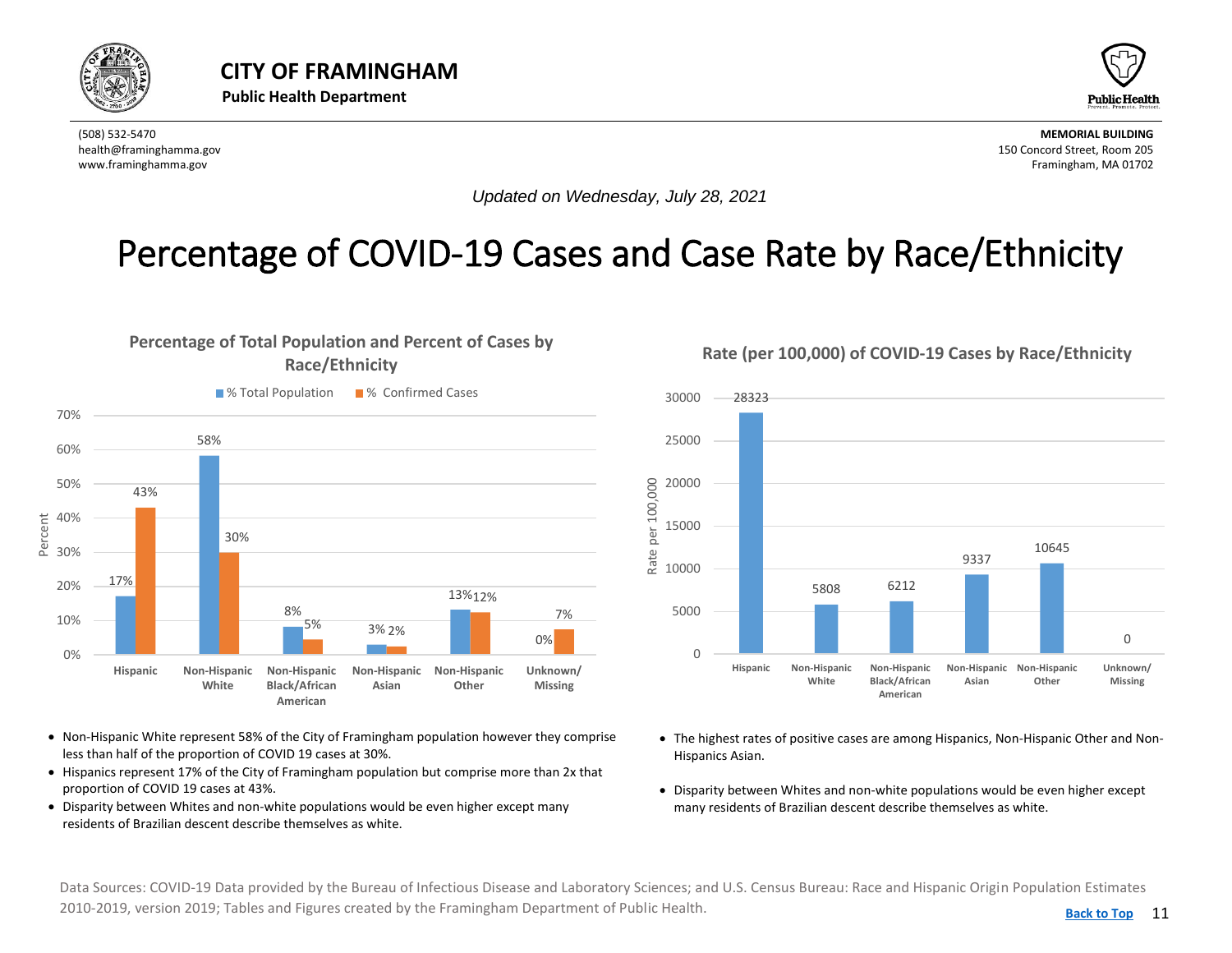# CITY OF FRAMINGHAM

**Public Health Department**

(508) 532-5470
health@framinghamma.gov
www.framinghamma.gov

**MEMORIAL BUILDING**
150 Concord Street, Room 205
Framingham, MA 01702

*Updated on Wednesday, July 28, 2021*

# Percentage of COVID-19 Cases and Case Rate by Race/Ethnicity

### Percentage of Total Population and Percent of Cases by Race/Ethnicity

| Race/Ethnicity | % Total Population | % Confirmed Cases |
| --- | --- | --- |
| Hispanic | 17% | 43% |
| Non-Hispanic White | 58% | 30% |
| Non-Hispanic Black/African American | 8% | 5% |
| Non-Hispanic Asian | 3% | 2% |
| Non-Hispanic Other | 13% | 12% |
| Unknown/ Missing | 0% | 7% |

- Non-Hispanic White represent 58% of the City of Framingham population however they comprise less than half of the proportion of COVID 19 cases at 30%.
- Hispanics represent 17% of the City of Framingham population but comprise more than 2x that proportion of COVID 19 cases at 43%.
- Disparity between Whites and non-white populations would be even higher except many residents of Brazilian descent describe themselves as white.

### Rate (per 100,000) of COVID-19 Cases by Race/Ethnicity

| Race/Ethnicity | Rate per 100,000 |
| --- | --- |
| Hispanic | 28323 |
| Non-Hispanic White | 5808 |
| Non-Hispanic Black/African American | 6212 |
| Non-Hispanic Asian | 9337 |
| Non-Hispanic Other | 10645 |
| Unknown/ Missing | 0 |

- The highest rates of positive cases are among Hispanics, Non-Hispanic Other and Non-Hispanics Asian.
- Disparity between Whites and non-white populations would be even higher except many residents of Brazilian descent describe themselves as white.

Data Sources: COVID-19 Data provided by the Bureau of Infectious Disease and Laboratory Sciences; and U.S. Census Bureau: Race and Hispanic Origin Population Estimates 2010-2019, version 2019; Tables and Figures created by the Framingham Department of Public Health.

Back to Top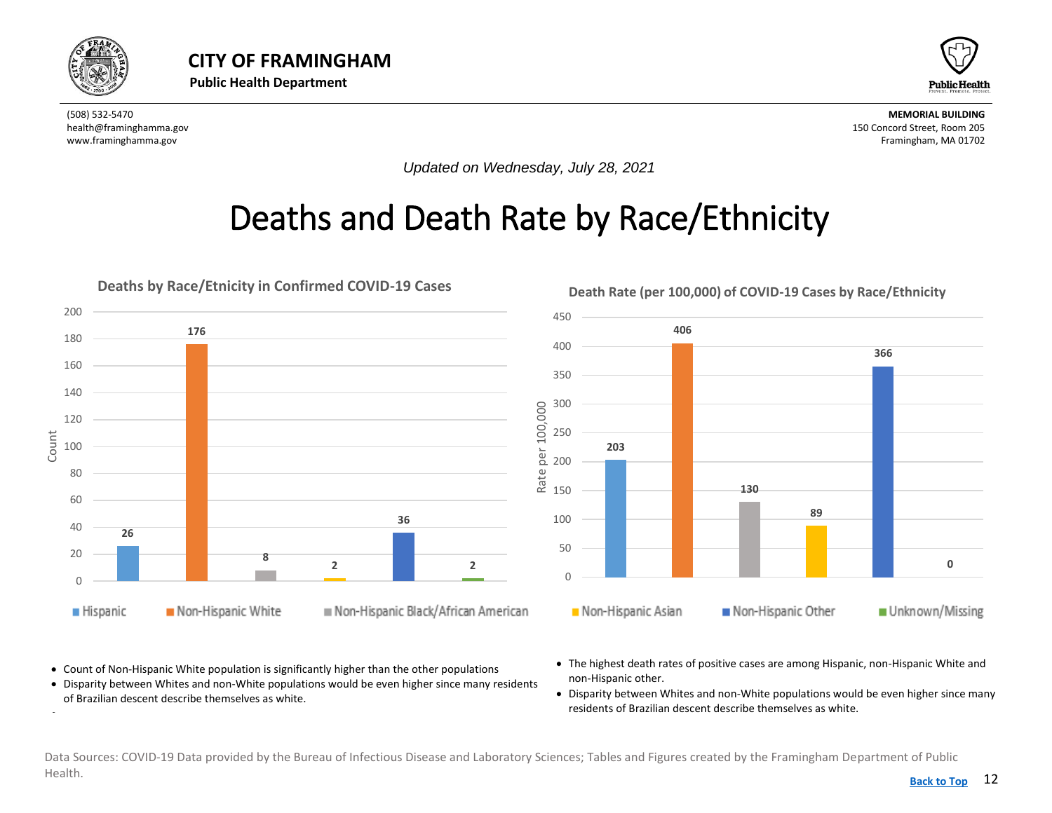# CITY OF FRAMINGHAM

**Public Health Department**

(508) 532-5470
health@framinghamma.gov
www.framinghamma.gov

**MEMORIAL BUILDING**
150 Concord Street, Room 205
Framingham, MA 01702

*Updated on Wednesday, July 28, 2021*

# Deaths and Death Rate by Race/Ethnicity

**Deaths by Race/Etnicity in Confirmed COVID-19 Cases**

| Race/Ethnicity | Count |
|---|---|
| Hispanic | 26 |
| Non-Hispanic White | 176 |
| Non-Hispanic Black/African American | 8 |
| Non-Hispanic Asian | 2 |
| Non-Hispanic Other | 36 |
| Unknown/Missing | 2 |

**Death Rate (per 100,000) of COVID-19 Cases by Race/Ethnicity**

| Race/Ethnicity | Rate per 100,000 |
|---|---|
| Hispanic | 203 |
| Non-Hispanic White | 406 |
| Non-Hispanic Black/African American | 130 |
| Non-Hispanic Asian | 89 |
| Non-Hispanic Other | 366 |
| Unknown/Missing | 0 |

- Count of Non-Hispanic White population is significantly higher than the other populations
- Disparity between Whites and non-White populations would be even higher since many residents of Brazilian descent describe themselves as white.

- The highest death rates of positive cases are among Hispanic, non-Hispanic White and non-Hispanic other.
- Disparity between Whites and non-White populations would be even higher since many residents of Brazilian descent describe themselves as white.

Data Sources: COVID-19 Data provided by the Bureau of Infectious Disease and Laboratory Sciences; Tables and Figures created by the Framingham Department of Public Health.

Back to Top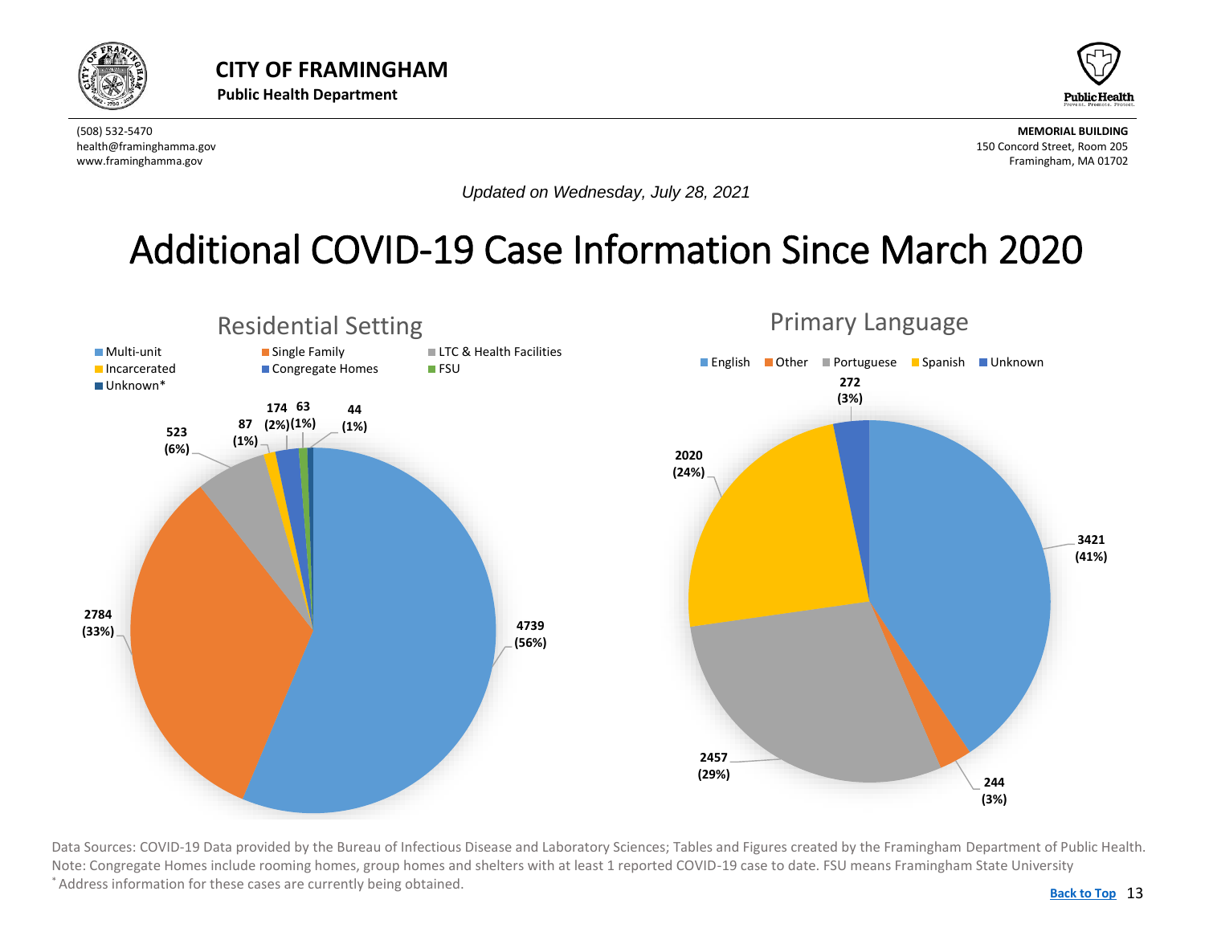**CITY OF FRAMINGHAM**
**Public Health Department**

(508) 532-5470
health@framinghamma.gov
www.framinghamma.gov

**MEMORIAL BUILDING**
150 Concord Street, Room 205
Framingham, MA 01702

*Updated on Wednesday, July 28, 2021*

# Additional COVID-19 Case Information Since March 2020

## Residential Setting

Multi-unit
Single Family
LTC & Health Facilities
Incarcerated
Congregate Homes
FSU
Unknown*

4739 (56%)
2784 (33%)
523 (6%)
87 (1%)
174 (2%)
63 (1%)
44 (1%)

## Primary Language

English
Other
Portuguese
Spanish
Unknown

3421 (41%)
244 (3%)
2457 (29%)
2020 (24%)
272 (3%)

Data Sources: COVID-19 Data provided by the Bureau of Infectious Disease and Laboratory Sciences; Tables and Figures created by the Framingham Department of Public Health.
Note: Congregate Homes include rooming homes, group homes and shelters with at least 1 reported COVID-19 case to date. FSU means Framingham State University
* Address information for these cases are currently being obtained.

Back to Top